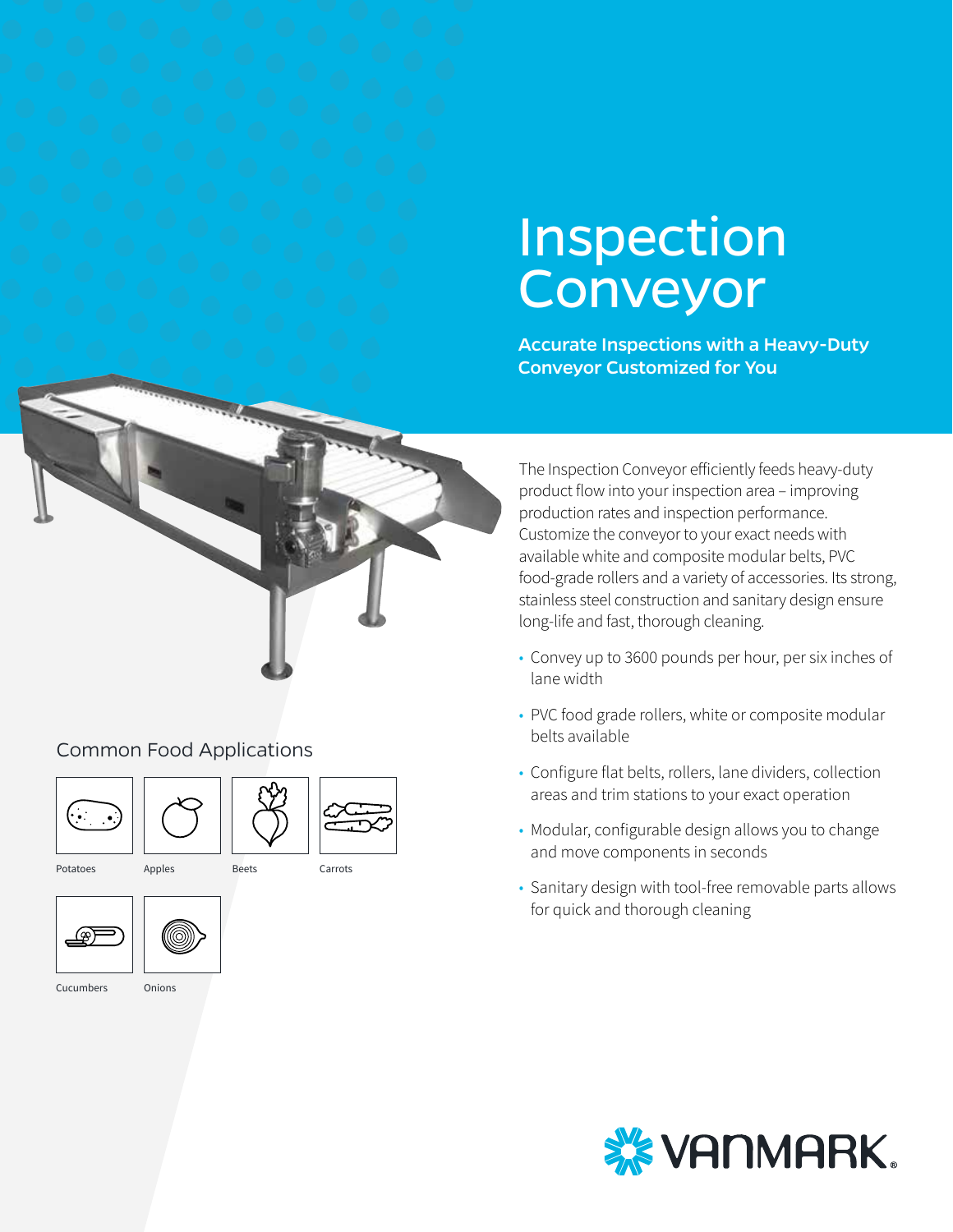# Inspection Conveyor

**Accurate Inspections with a Heavy-Duty Conveyor Customized for You**

The Inspection Conveyor efficiently feeds heavy-duty product flow into your inspection area – improving production rates and inspection performance. Customize the conveyor to your exact needs with available white and composite modular belts, PVC food-grade rollers and a variety of accessories. Its strong, stainless steel construction and sanitary design ensure long-life and fast, thorough cleaning.

- Convey up to 3600 pounds per hour, per six inches of lane width
- PVC food grade rollers, white or composite modular belts available
- Configure flat belts, rollers, lane dividers, collection areas and trim stations to your exact operation
- Modular, configurable design allows you to change and move components in seconds
- Sanitary design with tool-free removable parts allows for quick and thorough cleaning

## Common Food Applications

Potatoes

Apples

Beets

Carrots

Cucumbers

Onions

VANMARK®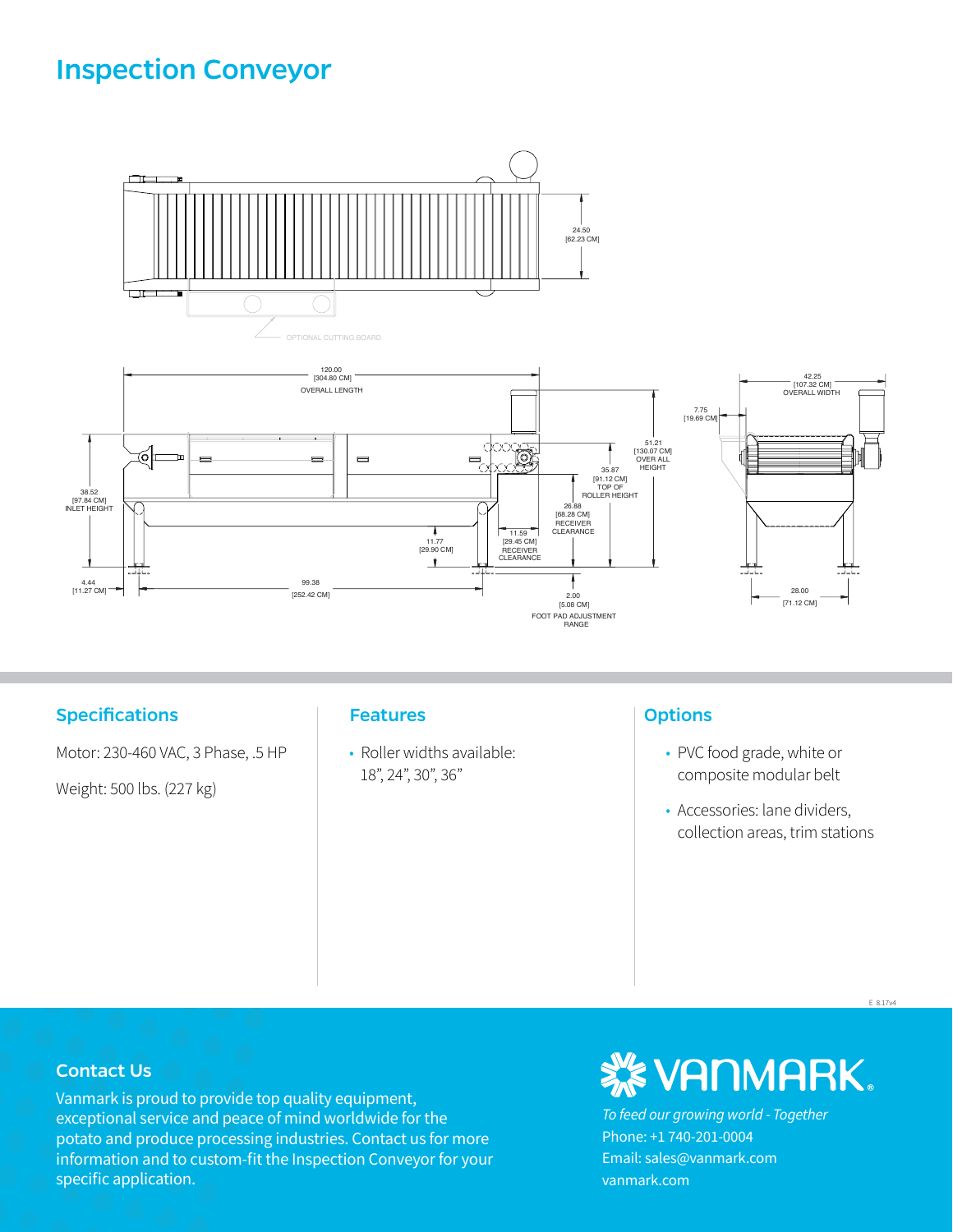# Inspection Conveyor

24.50
[62.23 CM]

OPTIONAL CUTTING BOARD

120.00
[304.80 CM]
OVERALL LENGTH

38.52
[97.84 CM]
INLET HEIGHT

4.44
[11.27 CM]

99.38
[252.42 CM]

11.77
[29.90 CM]

11.59
[29.45 CM]
RECEIVER
CLEARANCE

26.88
[68.28 CM]
RECEIVER
CLEARANCE

35.87
[91.12 CM]
TOP OF
ROLLER HEIGHT

51.21
[130.07 CM]
OVER ALL
HEIGHT

2.00
[5.08 CM]
FOOT PAD ADJUSTMENT
RANGE

7.75
[19.69 CM]

42.25
[107.32 CM]
OVERALL WIDTH

28.00
[71.12 CM]

## Specifications

Motor: 230-460 VAC, 3 Phase, .5 HP

Weight: 500 lbs. (227 kg)

## Features

- Roller widths available: 18”, 24”, 30”, 36”

## Options

- PVC food grade, white or composite modular belt
- Accessories: lane dividers, collection areas, trim stations

E. 8.17v4

## Contact Us

Vanmark is proud to provide top quality equipment, exceptional service and peace of mind worldwide for the potato and produce processing industries. Contact us for more information and to custom-fit the Inspection Conveyor for your specific application.

VANMARK.

*To feed our growing world - Together*

Phone: +1 740-201-0004

Email: sales@vanmark.com

vanmark.com